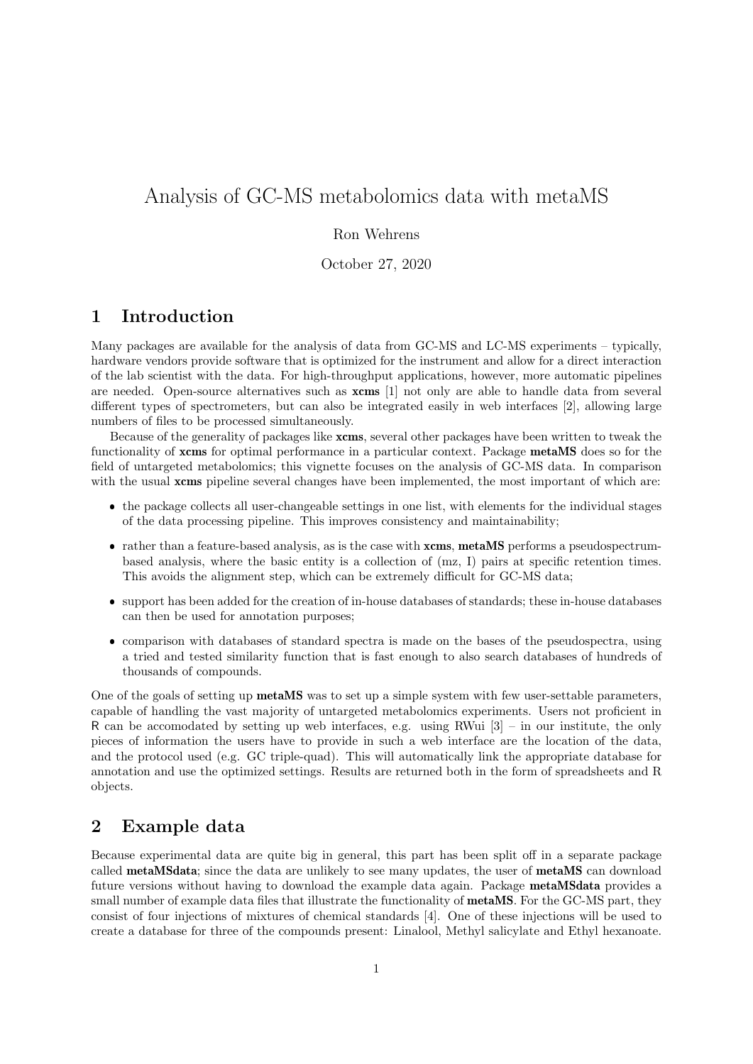# Analysis of GC-MS metabolomics data with metaMS

Ron Wehrens

October 27, 2020

## 1 Introduction

Many packages are available for the analysis of data from GC-MS and LC-MS experiments – typically, hardware vendors provide software that is optimized for the instrument and allow for a direct interaction of the lab scientist with the data. For high-throughput applications, however, more automatic pipelines are needed. Open-source alternatives such as **xcms** [1] not only are able to handle data from several different types of spectrometers, but can also be integrated easily in web interfaces [2], allowing large numbers of files to be processed simultaneously.

Because of the generality of packages like **xcms**, several other packages have been written to tweak the functionality of **xcms** for optimal performance in a particular context. Package **metaMS** does so for the field of untargeted metabolomics; this vignette focuses on the analysis of GC-MS data. In comparison with the usual **xcms** pipeline several changes have been implemented, the most important of which are:

- the package collects all user-changeable settings in one list, with elements for the individual stages of the data processing pipeline. This improves consistency and maintainability;
- rather than a feature-based analysis, as is the case with **xcms**, **metaMS** performs a pseudospectrum-based analysis, where the basic entity is a collection of (mz, I) pairs at specific retention times. This avoids the alignment step, which can be extremely difficult for GC-MS data;
- support has been added for the creation of in-house databases of standards; these in-house databases can then be used for annotation purposes;
- comparison with databases of standard spectra is made on the bases of the pseudospectra, using a tried and tested similarity function that is fast enough to also search databases of hundreds of thousands of compounds.

One of the goals of setting up **metaMS** was to set up a simple system with few user-settable parameters, capable of handling the vast majority of untargeted metabolomics experiments. Users not proficient in R can be accomodated by setting up web interfaces, e.g. using RWui [3] – in our institute, the only pieces of information the users have to provide in such a web interface are the location of the data, and the protocol used (e.g. GC triple-quad). This will automatically link the appropriate database for annotation and use the optimized settings. Results are returned both in the form of spreadsheets and R objects.

## 2 Example data

Because experimental data are quite big in general, this part has been split off in a separate package called **metaMSdata**; since the data are unlikely to see many updates, the user of **metaMS** can download future versions without having to download the example data again. Package **metaMSdata** provides a small number of example data files that illustrate the functionality of **metaMS**. For the GC-MS part, they consist of four injections of mixtures of chemical standards [4]. One of these injections will be used to create a database for three of the compounds present: Linalool, Methyl salicylate and Ethyl hexanoate.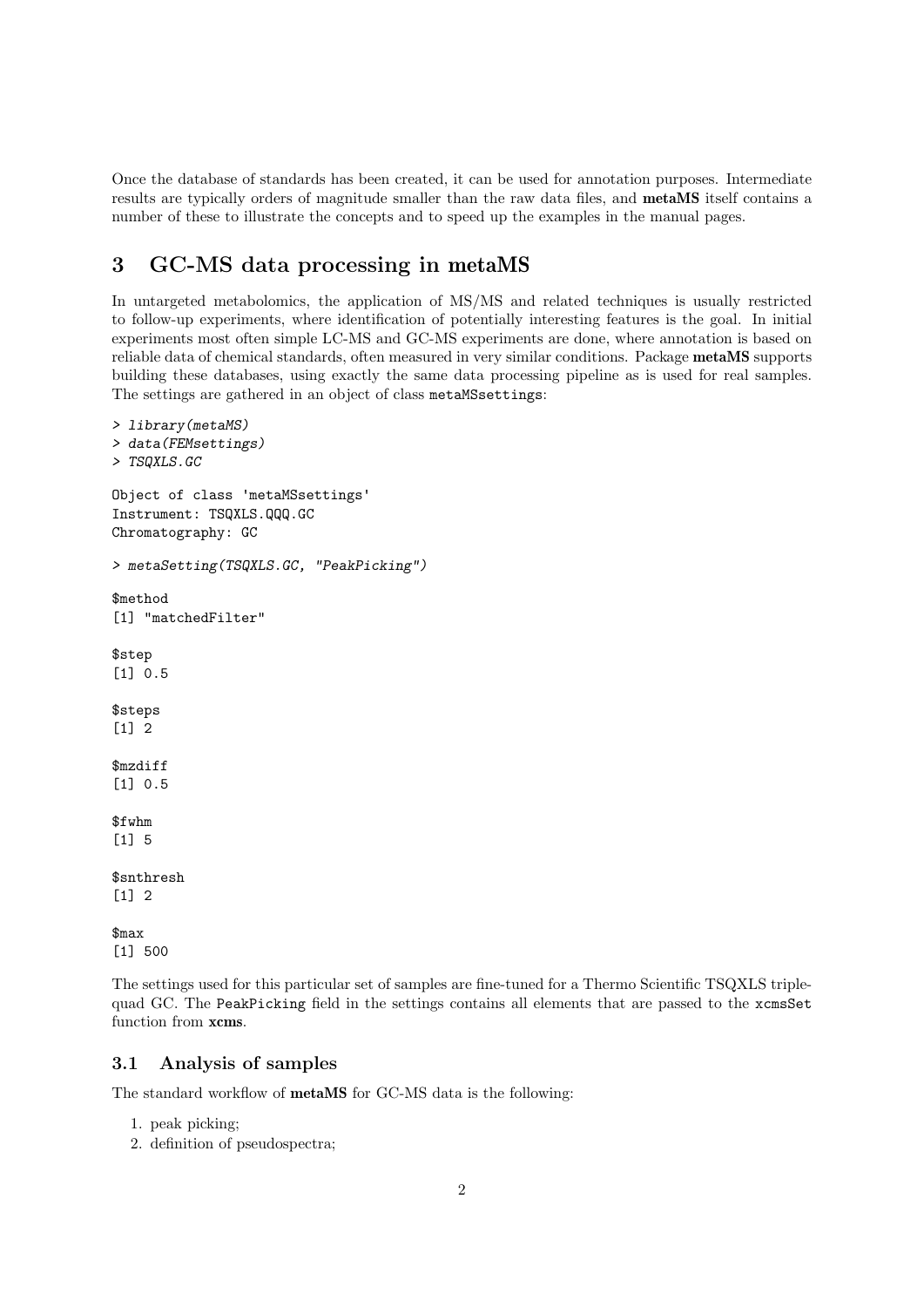Once the database of standards has been created, it can be used for annotation purposes. Intermediate results are typically orders of magnitude smaller than the raw data files, and **metaMS** itself contains a number of these to illustrate the concepts and to speed up the examples in the manual pages.

# 3 GC-MS data processing in metaMS

In untargeted metabolomics, the application of MS/MS and related techniques is usually restricted to follow-up experiments, where identification of potentially interesting features is the goal. In initial experiments most often simple LC-MS and GC-MS experiments are done, where annotation is based on reliable data of chemical standards, often measured in very similar conditions. Package **metaMS** supports building these databases, using exactly the same data processing pipeline as is used for real samples. The settings are gathered in an object of class `metaMSsettings`:

```
> library(metaMS)
> data(FEMsettings)
> TSQXLS.GC

Object of class 'metaMSsettings'
Instrument: TSQXLS.QQQ.GC
Chromatography: GC

> metaSetting(TSQXLS.GC, "PeakPicking")

$method
[1] "matchedFilter"

$step
[1] 0.5

$steps
[1] 2

$mzdiff
[1] 0.5

$fwhm
[1] 5

$snthresh
[1] 2

$max
[1] 500
```

The settings used for this particular set of samples are fine-tuned for a Thermo Scientific TSQXLS triple-quad GC. The `PeakPicking` field in the settings contains all elements that are passed to the `xcmsSet` function from **xcms**.

## 3.1 Analysis of samples

The standard workflow of **metaMS** for GC-MS data is the following:

1. peak picking;
2. definition of pseudospectra;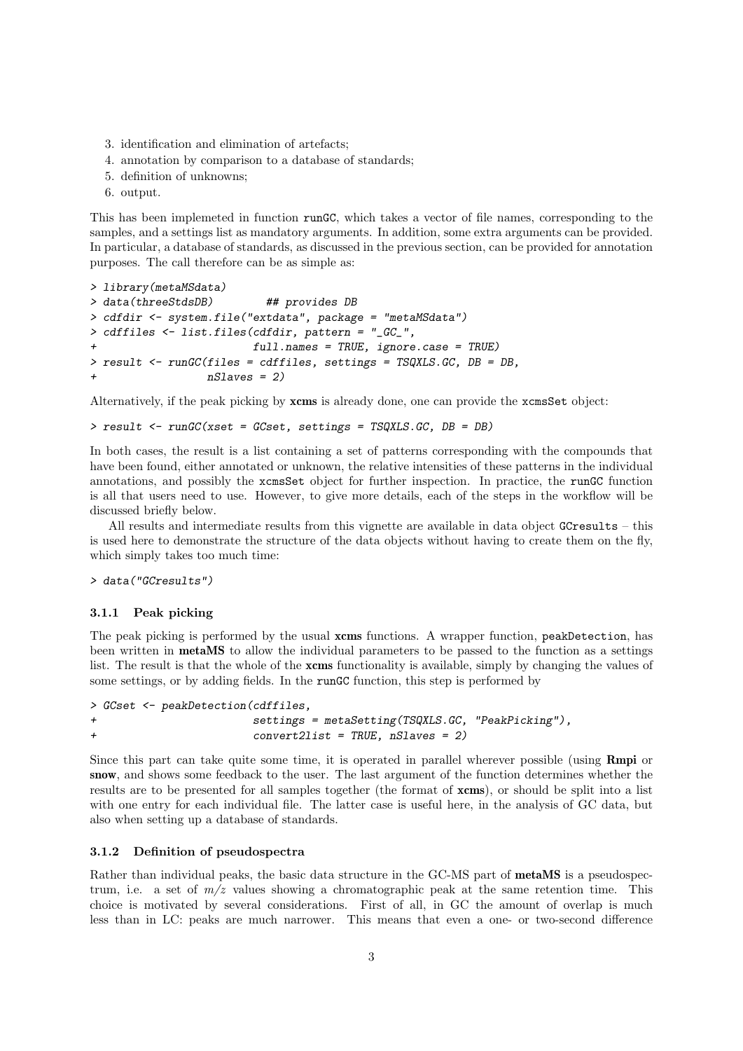3. identification and elimination of artefacts;
4. annotation by comparison to a database of standards;
5. definition of unknowns;
6. output.

This has been implemeted in function `runGC`, which takes a vector of file names, corresponding to the samples, and a settings list as mandatory arguments. In addition, some extra arguments can be provided. In particular, a database of standards, as discussed in the previous section, can be provided for annotation purposes. The call therefore can be as simple as:

```
> library(metaMSdata)
> data(threeStdsDB)        ## provides DB
> cdfdir <- system.file("extdata", package = "metaMSdata")
> cdffiles <- list.files(cdfdir, pattern = "_GC_",
+                        full.names = TRUE, ignore.case = TRUE)
> result <- runGC(files = cdffiles, settings = TSQXLS.GC, DB = DB,
+                 nSlaves = 2)
```

Alternatively, if the peak picking by **xcms** is already done, one can provide the `xcmsSet` object:

```
> result <- runGC(xset = GCset, settings = TSQXLS.GC, DB = DB)
```

In both cases, the result is a list containing a set of patterns corresponding with the compounds that have been found, either annotated or unknown, the relative intensities of these patterns in the individual annotations, and possibly the `xcmsSet` object for further inspection. In practice, the `runGC` function is all that users need to use. However, to give more details, each of the steps in the workflow will be discussed briefly below.

All results and intermediate results from this vignette are available in data object `GCresults` – this is used here to demonstrate the structure of the data objects without having to create them on the fly, which simply takes too much time:

```
> data("GCresults")
```

### 3.1.1 Peak picking

The peak picking is performed by the usual **xcms** functions. A wrapper function, `peakDetection`, has been written in **metaMS** to allow the individual parameters to be passed to the function as a settings list. The result is that the whole of the **xcms** functionality is available, simply by changing the values of some settings, or by adding fields. In the `runGC` function, this step is performed by

```
> GCset <- peakDetection(cdffiles,
+                        settings = metaSetting(TSQXLS.GC, "PeakPicking"),
+                        convert2list = TRUE, nSlaves = 2)
```

Since this part can take quite some time, it is operated in parallel wherever possible (using **Rmpi** or **snow**, and shows some feedback to the user. The last argument of the function determines whether the results are to be presented for all samples together (the format of **xcms**), or should be split into a list with one entry for each individual file. The latter case is useful here, in the analysis of GC data, but also when setting up a database of standards.

### 3.1.2 Definition of pseudospectra

Rather than individual peaks, the basic data structure in the GC-MS part of **metaMS** is a pseudospectrum, i.e. a set of $m/z$ values showing a chromatographic peak at the same retention time. This choice is motivated by several considerations. First of all, in GC the amount of overlap is much less than in LC: peaks are much narrower. This means that even a one- or two-second difference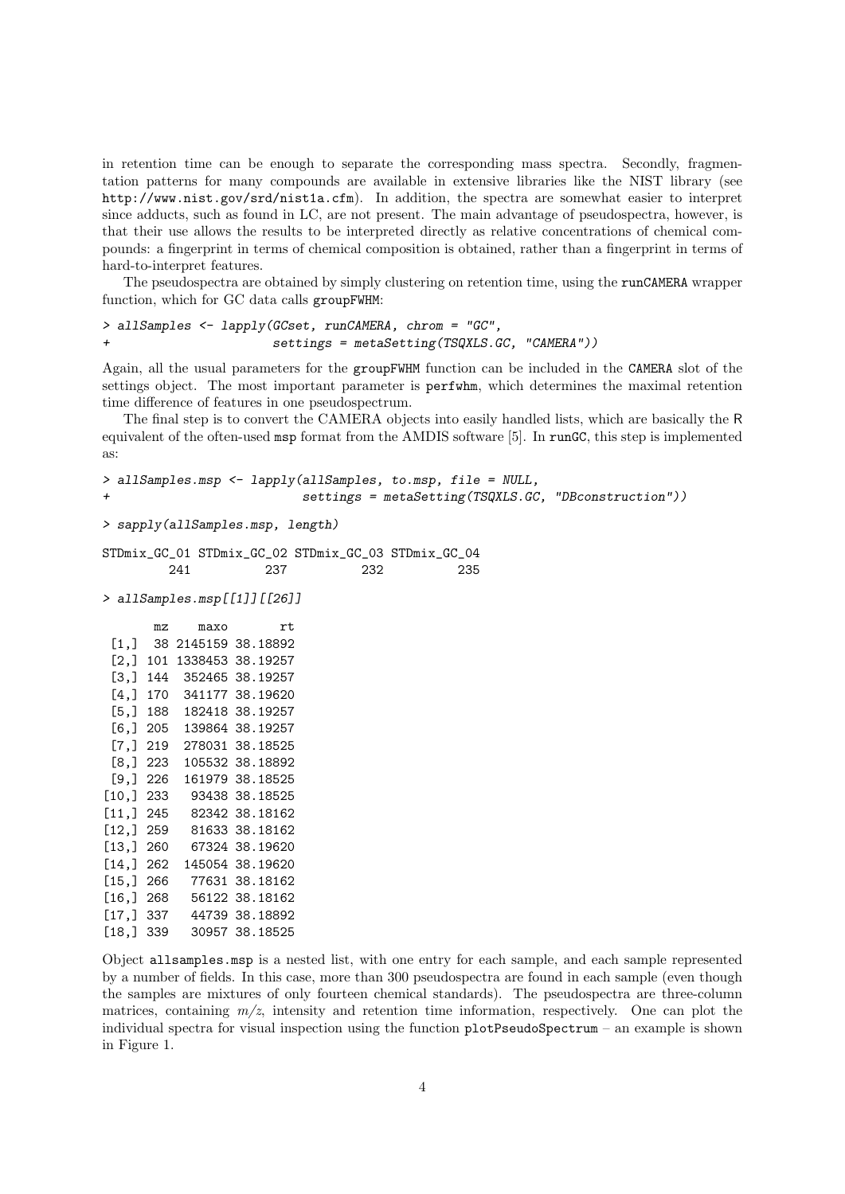in retention time can be enough to separate the corresponding mass spectra. Secondly, fragmentation patterns for many compounds are available in extensive libraries like the NIST library (see `http://www.nist.gov/srd/nist1a.cfm`). In addition, the spectra are somewhat easier to interpret since adducts, such as found in LC, are not present. The main advantage of pseudospectra, however, is that their use allows the results to be interpreted directly as relative concentrations of chemical compounds: a fingerprint in terms of chemical composition is obtained, rather than a fingerprint in terms of hard-to-interpret features.

The pseudospectra are obtained by simply clustering on retention time, using the `runCAMERA` wrapper function, which for GC data calls `groupFWHM`:

```
> allSamples <- lapply(GCset, runCAMERA, chrom = "GC",
+                      settings = metaSetting(TSQXLS.GC, "CAMERA"))
```

Again, all the usual parameters for the `groupFWHM` function can be included in the `CAMERA` slot of the settings object. The most important parameter is `perfwhm`, which determines the maximal retention time difference of features in one pseudospectrum.

The final step is to convert the CAMERA objects into easily handled lists, which are basically the R equivalent of the often-used `msp` format from the AMDIS software [5]. In `runGC`, this step is implemented as:

```
> allSamples.msp <- lapply(allSamples, to.msp, file = NULL,
+                          settings = metaSetting(TSQXLS.GC, "DBconstruction"))
> sapply(allSamples.msp, length)

STDmix_GC_01 STDmix_GC_02 STDmix_GC_03 STDmix_GC_04
         241          237          232          235

> allSamples.msp[[1]][[26]]

       mz    maxo       rt
 [1,]  38 2145159 38.18892
 [2,] 101 1338453 38.19257
 [3,] 144  352465 38.19257
 [4,] 170  341177 38.19620
 [5,] 188  182418 38.19257
 [6,] 205  139864 38.19257
 [7,] 219  278031 38.18525
 [8,] 223  105532 38.18892
 [9,] 226  161979 38.18525
[10,] 233   93438 38.18525
[11,] 245   82342 38.18162
[12,] 259   81633 38.18162
[13,] 260   67324 38.19620
[14,] 262  145054 38.19620
[15,] 266   77631 38.18162
[16,] 268   56122 38.18162
[17,] 337   44739 38.18892
[18,] 339   30957 38.18525
```

Object `allsamples.msp` is a nested list, with one entry for each sample, and each sample represented by a number of fields. In this case, more than 300 pseudospectra are found in each sample (even though the samples are mixtures of only fourteen chemical standards). The pseudospectra are three-column matrices, containing $m/z$, intensity and retention time information, respectively. One can plot the individual spectra for visual inspection using the function `plotPseudoSpectrum` – an example is shown in Figure 1.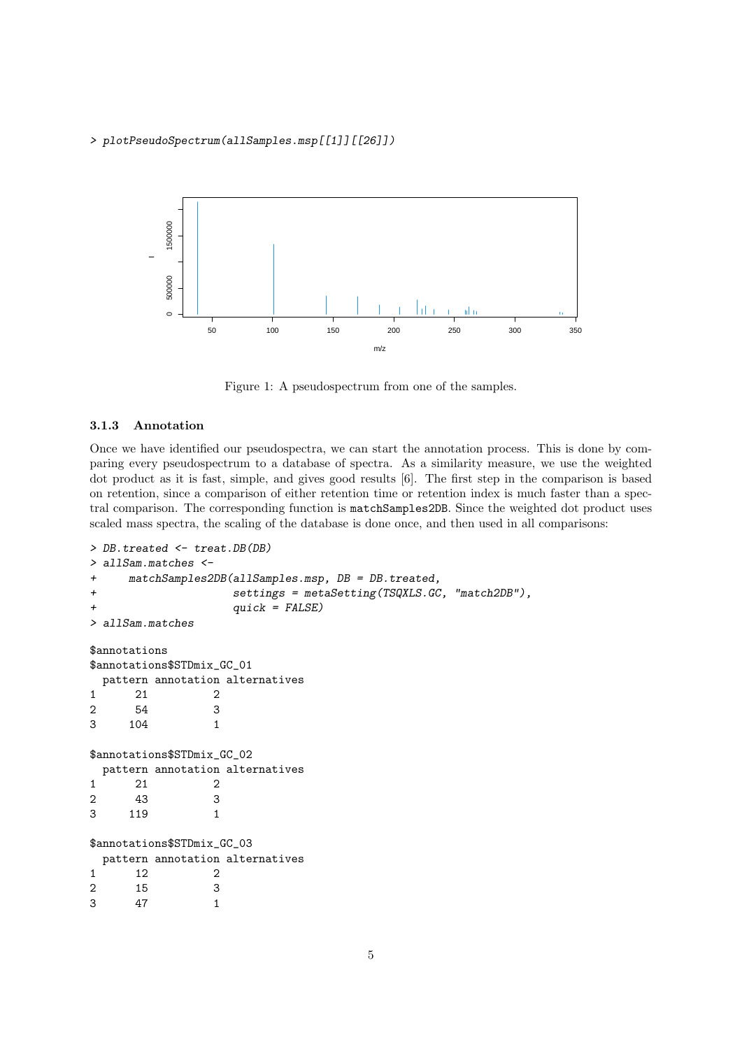```
> plotPseudoSpectrum(allSamples.msp[[1]][[26]])
```

Figure 1: A pseudospectrum from one of the samples.

### 3.1.3 Annotation

Once we have identified our pseudospectra, we can start the annotation process. This is done by comparing every pseudospectrum to a database of spectra. As a similarity measure, we use the weighted dot product as it is fast, simple, and gives good results [6]. The first step in the comparison is based on retention, since a comparison of either retention time or retention index is much faster than a spectral comparison. The corresponding function is `matchSamples2DB`. Since the weighted dot product uses scaled mass spectra, the scaling of the database is done once, and then used in all comparisons:

```
> DB.treated <- treat.DB(DB)
> allSam.matches <-
+     matchSamples2DB(allSamples.msp, DB = DB.treated,
+                     settings = metaSetting(TSQXLS.GC, "match2DB"),
+                     quick = FALSE)
> allSam.matches

$annotations
$annotations$STDmix_GC_01
  pattern annotation alternatives
1      21          2
2      54          3
3     104          1

$annotations$STDmix_GC_02
  pattern annotation alternatives
1      21          2
2      43          3
3     119          1

$annotations$STDmix_GC_03
  pattern annotation alternatives
1      12          2
2      15          3
3      47          1
```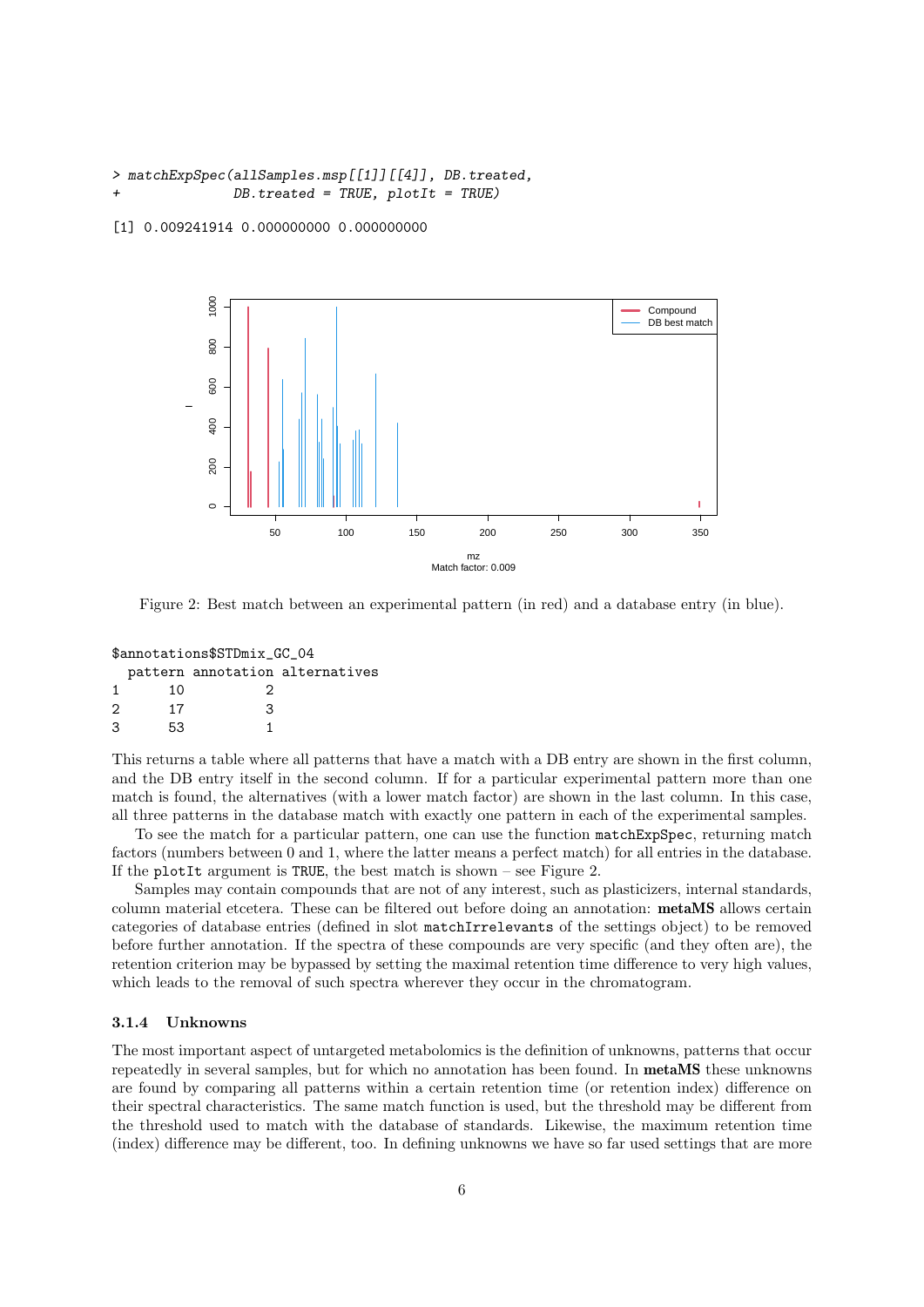```
> matchExpSpec(allSamples.msp[[1]][[4]], DB.treated,
+              DB.treated = TRUE, plotIt = TRUE)

[1] 0.009241914 0.000000000 0.000000000
```

Figure 2: Best match between an experimental pattern (in red) and a database entry (in blue).

```
$annotations$STDmix_GC_04
  pattern annotation alternatives
1      10          2
2      17          3
3      53          1
```

This returns a table where all patterns that have a match with a DB entry are shown in the first column, and the DB entry itself in the second column. If for a particular experimental pattern more than one match is found, the alternatives (with a lower match factor) are shown in the last column. In this case, all three patterns in the database match with exactly one pattern in each of the experimental samples.

To see the match for a particular pattern, one can use the function `matchExpSpec`, returning match factors (numbers between 0 and 1, where the latter means a perfect match) for all entries in the database. If the `plotIt` argument is `TRUE`, the best match is shown – see Figure 2.

Samples may contain compounds that are not of any interest, such as plasticizers, internal standards, column material etcetera. These can be filtered out before doing an annotation: **metaMS** allows certain categories of database entries (defined in slot `matchIrrelevants` of the settings object) to be removed before further annotation. If the spectra of these compounds are very specific (and they often are), the retention criterion may be bypassed by setting the maximal retention time difference to very high values, which leads to the removal of such spectra wherever they occur in the chromatogram.

### 3.1.4 Unknowns

The most important aspect of untargeted metabolomics is the definition of unknowns, patterns that occur repeatedly in several samples, but for which no annotation has been found. In **metaMS** these unknowns are found by comparing all patterns within a certain retention time (or retention index) difference on their spectral characteristics. The same match function is used, but the threshold may be different from the threshold used to match with the database of standards. Likewise, the maximum retention time (index) difference may be different, too. In defining unknowns we have so far used settings that are more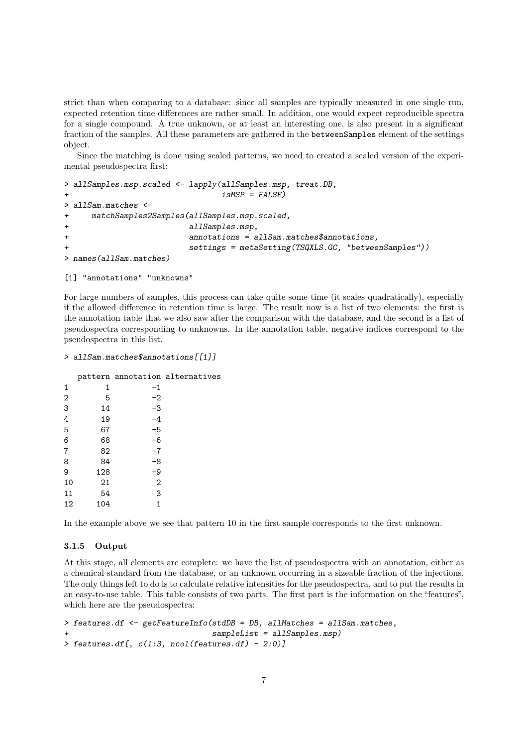strict than when comparing to a database: since all samples are typically measured in one single run, expected retention time differences are rather small. In addition, one would expect reproducible spectra for a single compound. A true unknown, or at least an interesting one, is also present in a significant fraction of the samples. All these parameters are gathered in the `betweenSamples` element of the settings object.

Since the matching is done using scaled patterns, we need to created a scaled version of the experimental pseudospectra first:

```
> allSamples.msp.scaled <- lapply(allSamples.msp, treat.DB,
+                                 isMSP = FALSE)
> allSam.matches <-
+     matchSamples2Samples(allSamples.msp.scaled,
+                          allSamples.msp,
+                          annotations = allSam.matches$annotations,
+                          settings = metaSetting(TSQXLS.GC, "betweenSamples"))
> names(allSam.matches)

[1] "annotations" "unknowns"
```

For large numbers of samples, this process can take quite some time (it scales quadratically), especially if the allowed difference in retention time is large. The result now is a list of two elements: the first is the annotation table that we also saw after the comparison with the database, and the second is a list of pseudospectra corresponding to unknowns. In the annotation table, negative indices correspond to the pseudospectra in this list.

```
> allSam.matches$annotations[[1]]

   pattern annotation alternatives
1        1         -1
2        5         -2
3       14         -3
4       19         -4
5       67         -5
6       68         -6
7       82         -7
8       84         -8
9      128         -9
10      21          2
11      54          3
12     104          1
```

In the example above we see that pattern 10 in the first sample corresponds to the first unknown.

### 3.1.5 Output

At this stage, all elements are complete: we have the list of pseudospectra with an annotation, either as a chemical standard from the database, or an unknown occurring in a sizeable fraction of the injections. The only things left to do is to calculate relative intensities for the pseudospectra, and to put the results in an easy-to-use table. This table consists of two parts. The first part is the information on the "features", which here are the pseudospectra:

```
> features.df <- getFeatureInfo(stdDB = DB, allMatches = allSam.matches,
+                               sampleList = allSamples.msp)
> features.df[, c(1:3, ncol(features.df) - 2:0)]
```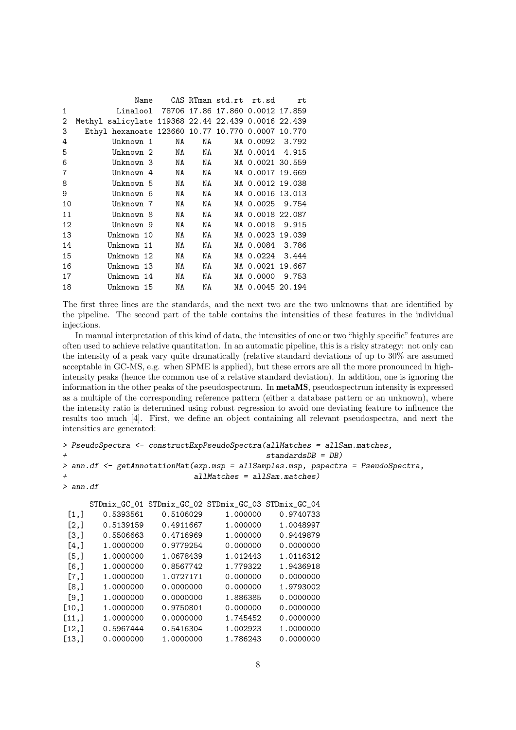```
                Name    CAS RTman std.rt  rt.sd     rt
1            Linalool  78706 17.86 17.860 0.0012 17.859
2  Methyl salicylate 119368 22.44 22.439 0.0016 22.439
3    Ethyl hexanoate 123660 10.77 10.770 0.0007 10.770
4          Unknown 1     NA    NA     NA 0.0092  3.792
5          Unknown 2     NA    NA     NA 0.0014  4.915
6          Unknown 3     NA    NA     NA 0.0021 30.559
7          Unknown 4     NA    NA     NA 0.0017 19.669
8          Unknown 5     NA    NA     NA 0.0012 19.038
9          Unknown 6     NA    NA     NA 0.0016 13.013
10         Unknown 7     NA    NA     NA 0.0025  9.754
11         Unknown 8     NA    NA     NA 0.0018 22.087
12         Unknown 9     NA    NA     NA 0.0018  9.915
13        Unknown 10     NA    NA     NA 0.0023 19.039
14        Unknown 11     NA    NA     NA 0.0084  3.786
15        Unknown 12     NA    NA     NA 0.0224  3.444
16        Unknown 13     NA    NA     NA 0.0021 19.667
17        Unknown 14     NA    NA     NA 0.0000  9.753
18        Unknown 15     NA    NA     NA 0.0045 20.194
```

The first three lines are the standards, and the next two are the two unknowns that are identified by the pipeline. The second part of the table contains the intensities of these features in the individual injections.

In manual interpretation of this kind of data, the intensities of one or two "highly specific" features are often used to achieve relative quantitation. In an automatic pipeline, this is a risky strategy: not only can the intensity of a peak vary quite dramatically (relative standard deviations of up to 30% are assumed acceptable in GC-MS, e.g. when SPME is applied), but these errors are all the more pronounced in high-intensity peaks (hence the common use of a relative standard deviation). In addition, one is ignoring the information in the other peaks of the pseudospectrum. In **metaMS**, pseudospectrum intensity is expressed as a multiple of the corresponding reference pattern (either a database pattern or an unknown), where the intensity ratio is determined using robust regression to avoid one deviating feature to influence the results too much [4]. First, we define an object containing all relevant pseudospectra, and next the intensities are generated:

```
> PseudoSpectra <- constructExpPseudoSpectra(allMatches = allSam.matches,
+                                            standardsDB = DB)
> ann.df <- getAnnotationMat(exp.msp = allSamples.msp, pspectra = PseudoSpectra,
+                            allMatches = allSam.matches)
> ann.df

      STDmix_GC_01 STDmix_GC_02 STDmix_GC_03 STDmix_GC_04
 [1,]    0.5393561    0.5106029     1.000000    0.9740733
 [2,]    0.5139159    0.4911667     1.000000    1.0048997
 [3,]    0.5506663    0.4716969     1.000000    0.9449879
 [4,]    1.0000000    0.9779254     0.000000    0.0000000
 [5,]    1.0000000    1.0678439     1.012443    1.0116312
 [6,]    1.0000000    0.8567742     1.779322    1.9436918
 [7,]    1.0000000    1.0727171     0.000000    0.0000000
 [8,]    1.0000000    0.0000000     0.000000    1.9793002
 [9,]    1.0000000    0.0000000     1.886385    0.0000000
[10,]    1.0000000    0.9750801     0.000000    0.0000000
[11,]    1.0000000    0.0000000     1.745452    0.0000000
[12,]    0.5967444    0.5416304     1.002923    1.0000000
[13,]    0.0000000    1.0000000     1.786243    0.0000000
```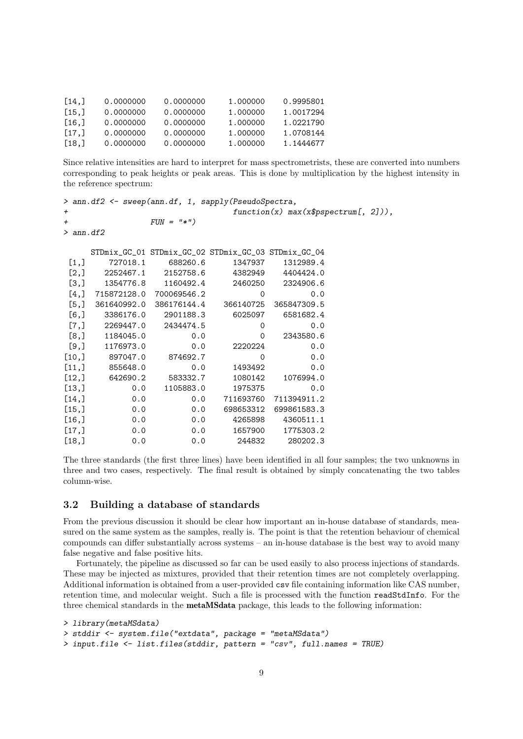```
[14,]   0.0000000   0.0000000    1.000000   0.9995801
[15,]   0.0000000   0.0000000    1.000000   1.0017294
[16,]   0.0000000   0.0000000    1.000000   1.0221790
[17,]   0.0000000   0.0000000    1.000000   1.0708144
[18,]   0.0000000   0.0000000    1.000000   1.1444677
```

Since relative intensities are hard to interpret for mass spectrometrists, these are converted into numbers corresponding to peak heights or peak areas. This is done by multiplication by the highest intensity in the reference spectrum:

```
> ann.df2 <- sweep(ann.df, 1, sapply(PseudoSpectra,
+                                    function(x) max(x$pspectrum[, 2])),
+                  FUN = "*")
> ann.df2

      STDmix_GC_01 STDmix_GC_02 STDmix_GC_03 STDmix_GC_04
 [1,]     727018.1     688260.6      1347937    1312989.4
 [2,]    2252467.1    2152758.6      4382949    4404424.0
 [3,]    1354776.8    1160492.4      2460250    2324906.6
 [4,]  715872128.0  700069546.2            0          0.0
 [5,]  361640992.0  386176144.4    366140725  365847309.5
 [6,]    3386176.0    2901188.3      6025097    6581682.4
 [7,]    2269447.0    2434474.5            0          0.0
 [8,]    1184045.0          0.0            0    2343580.6
 [9,]    1176973.0          0.0      2220224          0.0
[10,]     897047.0     874692.7            0          0.0
[11,]     855648.0          0.0      1493492          0.0
[12,]     642690.2     583332.7      1080142    1076994.0
[13,]          0.0    1105883.0      1975375          0.0
[14,]          0.0          0.0    711693760  711394911.2
[15,]          0.0          0.0    698653312  699861583.3
[16,]          0.0          0.0      4265898    4360511.1
[17,]          0.0          0.0      1657900    1775303.2
[18,]          0.0          0.0       244832     280202.3
```

The three standards (the first three lines) have been identified in all four samples; the two unknowns in three and two cases, respectively. The final result is obtained by simply concatenating the two tables column-wise.

## 3.2 Building a database of standards

From the previous discussion it should be clear how important an in-house database of standards, measured on the same system as the samples, really is. The point is that the retention behaviour of chemical compounds can differ substantially across systems – an in-house database is the best way to avoid many false negative and false positive hits.

Fortunately, the pipeline as discussed so far can be used easily to also process injections of standards. These may be injected as mixtures, provided that their retention times are not completely overlapping. Additional information is obtained from a user-provided `csv` file containing information like CAS number, retention time, and molecular weight. Such a file is processed with the function `readStdInfo`. For the three chemical standards in the **metaMSdata** package, this leads to the following information:

```
> library(metaMSdata)
> stddir <- system.file("extdata", package = "metaMSdata")
> input.file <- list.files(stddir, pattern = "csv", full.names = TRUE)
```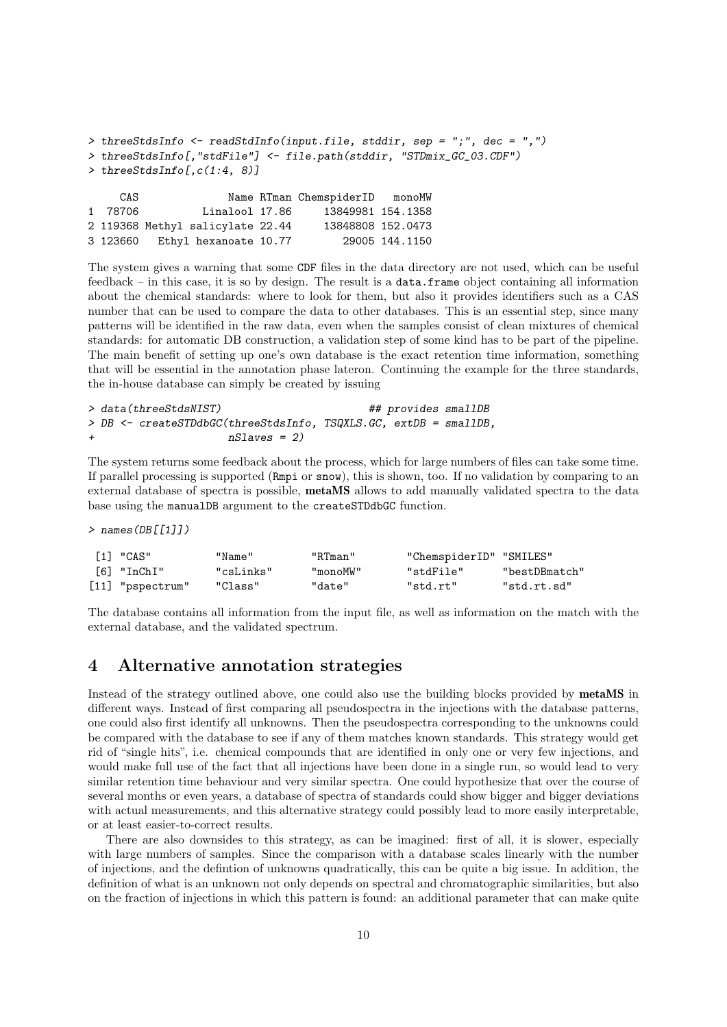```
> threeStdsInfo <- readStdInfo(input.file, stddir, sep = ";", dec = ",")
> threeStdsInfo[,"stdFile"] <- file.path(stddir, "STDmix_GC_03.CDF")
> threeStdsInfo[,c(1:4, 8)]

     CAS             Name RTman ChemspiderID   monoMW
1  78706          Linalool 17.86     13849981 154.1358
2 119368 Methyl salicylate 22.44     13848808 152.0473
3 123660   Ethyl hexanoate 10.77        29005 144.1150
```

The system gives a warning that some CDF files in the data directory are not used, which can be useful feedback – in this case, it is so by design. The result is a `data.frame` object containing all information about the chemical standards: where to look for them, but also it provides identifiers such as a CAS number that can be used to compare the data to other databases. This is an essential step, since many patterns will be identified in the raw data, even when the samples consist of clean mixtures of chemical standards: for automatic DB construction, a validation step of some kind has to be part of the pipeline. The main benefit of setting up one's own database is the exact retention time information, something that will be essential in the annotation phase lateron. Continuing the example for the three standards, the in-house database can simply be created by issuing

```
> data(threeStdsNIST)                          ## provides smallDB
> DB <- createSTDdbGC(threeStdsInfo, TSQXLS.GC, extDB = smallDB,
+                     nSlaves = 2)
```

The system returns some feedback about the process, which for large numbers of files can take some time. If parallel processing is supported (`Rmpi` or `snow`), this is shown, too. If no validation by comparing to an external database of spectra is possible, **metaMS** allows to add manually validated spectra to the data base using the `manualDB` argument to the `createSTDdbGC` function.

```
> names(DB[[1]])

 [1] "CAS"          "Name"         "RTman"        "ChemspiderID" "SMILES"
 [6] "InChI"        "csLinks"      "monoMW"       "stdFile"      "bestDBmatch"
[11] "pspectrum"    "Class"        "date"         "std.rt"       "std.rt.sd"
```

The database contains all information from the input file, as well as information on the match with the external database, and the validated spectrum.

# 4 Alternative annotation strategies

Instead of the strategy outlined above, one could also use the building blocks provided by **metaMS** in different ways. Instead of first comparing all pseudospectra in the injections with the database patterns, one could also first identify all unknowns. Then the pseudospectra corresponding to the unknowns could be compared with the database to see if any of them matches known standards. This strategy would get rid of "single hits", i.e. chemical compounds that are identified in only one or very few injections, and would make full use of the fact that all injections have been done in a single run, so would lead to very similar retention time behaviour and very similar spectra. One could hypothesize that over the course of several months or even years, a database of spectra of standards could show bigger and bigger deviations with actual measurements, and this alternative strategy could possibly lead to more easily interpretable, or at least easier-to-correct results.

There are also downsides to this strategy, as can be imagined: first of all, it is slower, especially with large numbers of samples. Since the comparison with a database scales linearly with the number of injections, and the defintion of unknowns quadratically, this can be quite a big issue. In addition, the definition of what is an unknown not only depends on spectral and chromatographic similarities, but also on the fraction of injections in which this pattern is found: an additional parameter that can make quite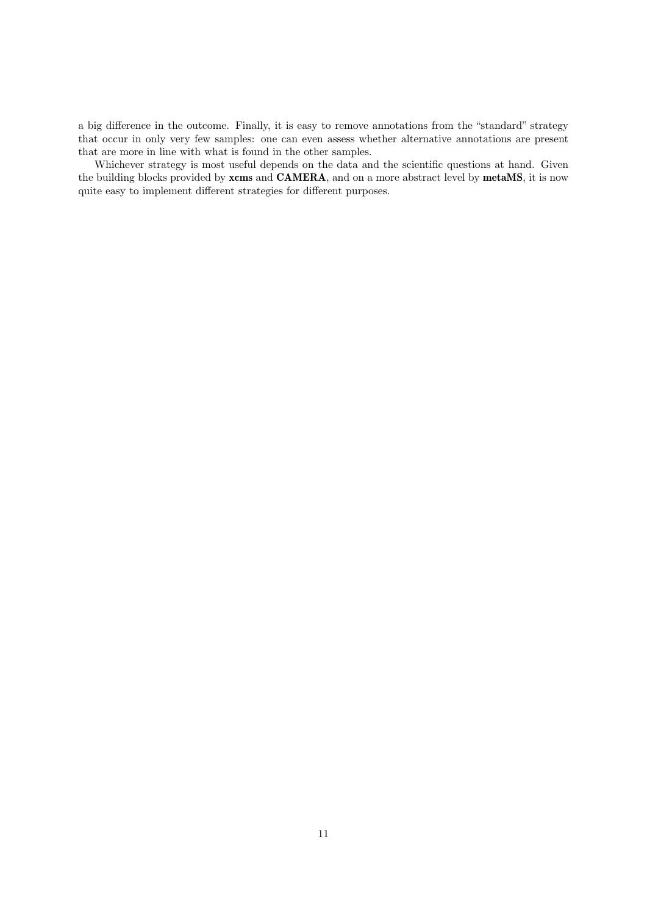a big difference in the outcome. Finally, it is easy to remove annotations from the "standard" strategy that occur in only very few samples: one can even assess whether alternative annotations are present that are more in line with what is found in the other samples.

Whichever strategy is most useful depends on the data and the scientific questions at hand. Given the building blocks provided by **xcms** and **CAMERA**, and on a more abstract level by **metaMS**, it is now quite easy to implement different strategies for different purposes.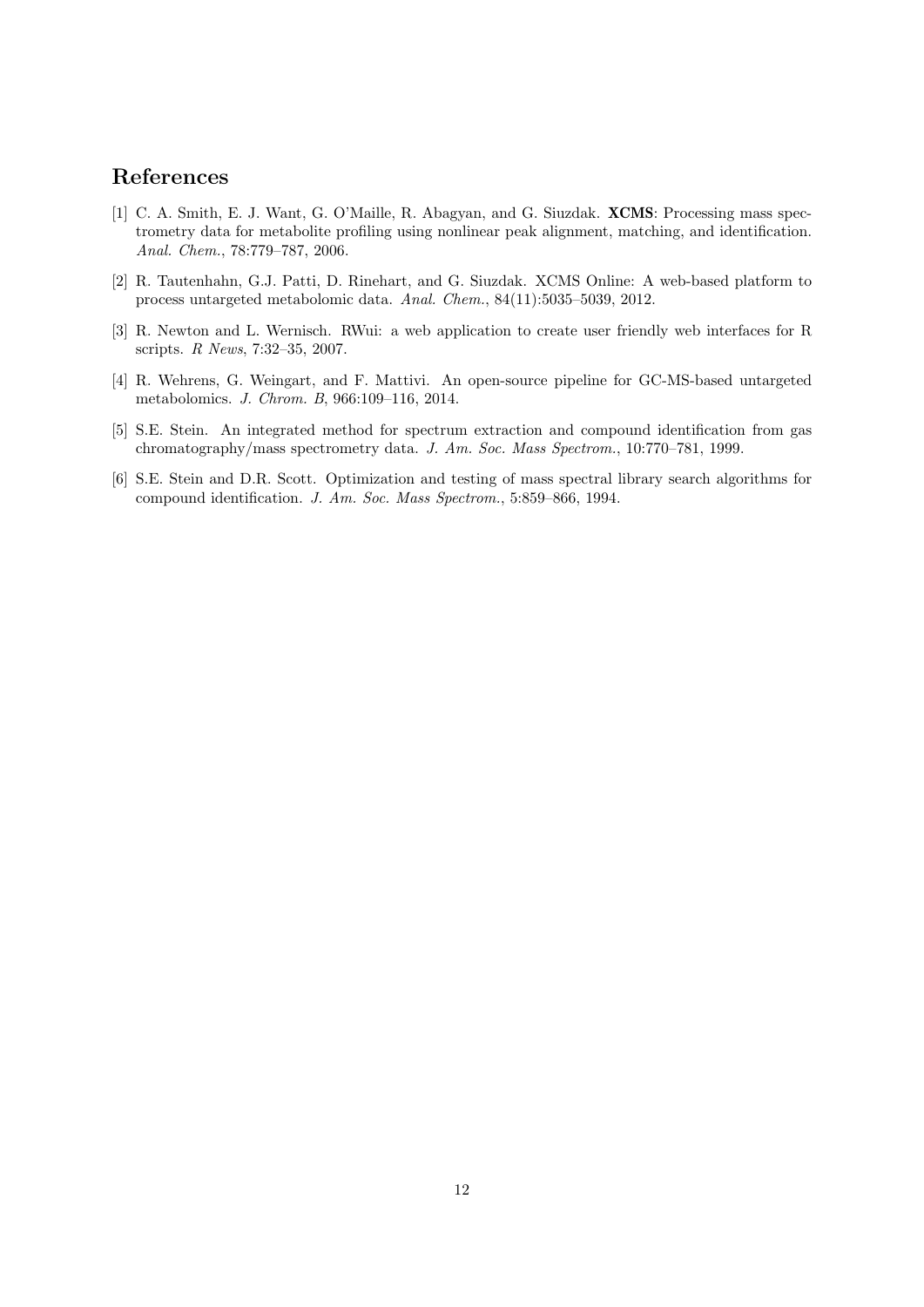## References

[1] C. A. Smith, E. J. Want, G. O'Maille, R. Abagyan, and G. Siuzdak. **XCMS**: Processing mass spectrometry data for metabolite profiling using nonlinear peak alignment, matching, and identification. *Anal. Chem.*, 78:779–787, 2006.

[2] R. Tautenhahn, G.J. Patti, D. Rinehart, and G. Siuzdak. XCMS Online: A web-based platform to process untargeted metabolomic data. *Anal. Chem.*, 84(11):5035–5039, 2012.

[3] R. Newton and L. Wernisch. RWui: a web application to create user friendly web interfaces for R scripts. *R News*, 7:32–35, 2007.

[4] R. Wehrens, G. Weingart, and F. Mattivi. An open-source pipeline for GC-MS-based untargeted metabolomics. *J. Chrom. B*, 966:109–116, 2014.

[5] S.E. Stein. An integrated method for spectrum extraction and compound identification from gas chromatography/mass spectrometry data. *J. Am. Soc. Mass Spectrom.*, 10:770–781, 1999.

[6] S.E. Stein and D.R. Scott. Optimization and testing of mass spectral library search algorithms for compound identification. *J. Am. Soc. Mass Spectrom.*, 5:859–866, 1994.